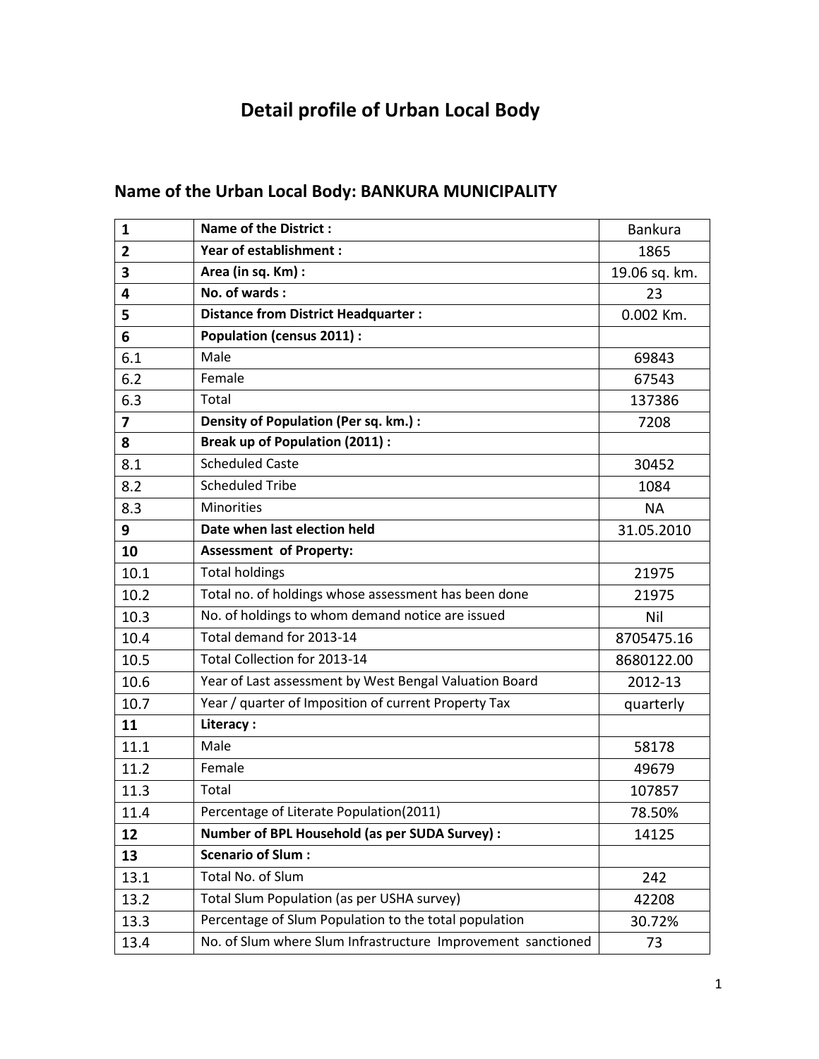# Detail profile of Urban Local Body

## Name of the Urban Local Body: BANKURA MUNICIPALITY

| | | |
|---|---|---|
| **1** | **Name of the District :** | Bankura |
| **2** | **Year of establishment :** | 1865 |
| **3** | **Area (in sq. Km) :** | 19.06 sq. km. |
| **4** | **No. of wards :** | 23 |
| **5** | **Distance from District Headquarter :** | 0.002 Km. |
| **6** | **Population (census 2011) :** | |
| 6.1 | Male | 69843 |
| 6.2 | Female | 67543 |
| 6.3 | Total | 137386 |
| **7** | **Density of Population (Per sq. km.) :** | 7208 |
| **8** | **Break up of Population (2011) :** | |
| 8.1 | Scheduled Caste | 30452 |
| 8.2 | Scheduled Tribe | 1084 |
| 8.3 | Minorities | NA |
| **9** | **Date when last election held** | 31.05.2010 |
| **10** | **Assessment of Property:** | |
| 10.1 | Total holdings | 21975 |
| 10.2 | Total no. of holdings whose assessment has been done | 21975 |
| 10.3 | No. of holdings to whom demand notice are issued | Nil |
| 10.4 | Total demand for 2013-14 | 8705475.16 |
| 10.5 | Total Collection for 2013-14 | 8680122.00 |
| 10.6 | Year of Last assessment by West Bengal Valuation Board | 2012-13 |
| 10.7 | Year / quarter of Imposition of current Property Tax | quarterly |
| **11** | **Literacy :** | |
| 11.1 | Male | 58178 |
| 11.2 | Female | 49679 |
| 11.3 | Total | 107857 |
| 11.4 | Percentage of Literate Population(2011) | 78.50% |
| **12** | **Number of BPL Household (as per SUDA Survey) :** | 14125 |
| **13** | **Scenario of Slum :** | |
| 13.1 | Total No. of Slum | 242 |
| 13.2 | Total Slum Population (as per USHA survey) | 42208 |
| 13.3 | Percentage of Slum Population to the total population | 30.72% |
| 13.4 | No. of Slum where Slum Infrastructure Improvement sanctioned | 73 |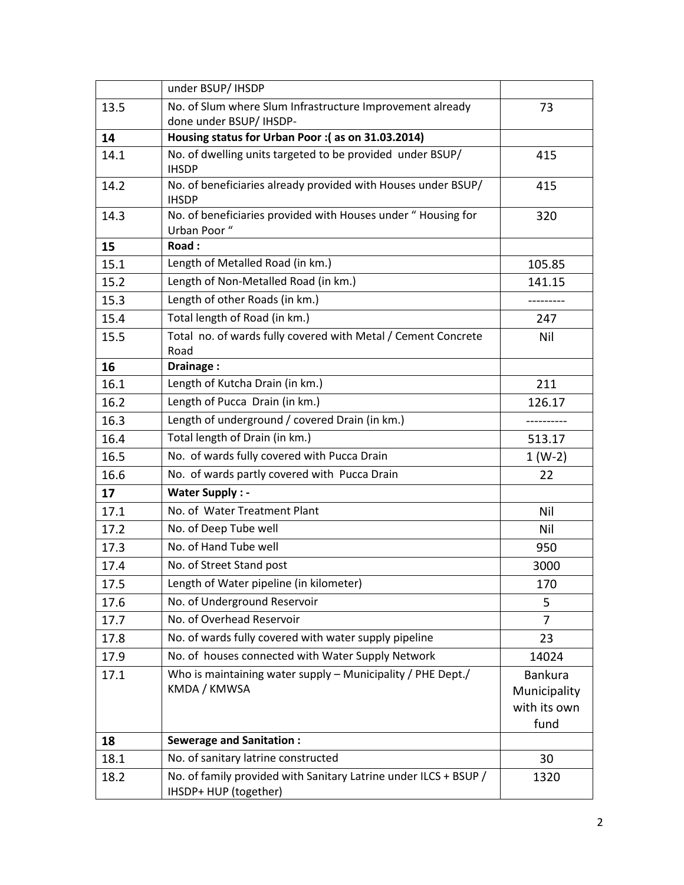|  |  |  |
|---|---|---|
|  | under BSUP/ IHSDP |  |
| 13.5 | No. of Slum where Slum Infrastructure Improvement already done under BSUP/ IHSDP- | 73 |
| **14** | **Housing status for Urban Poor :( as on 31.03.2014)** |  |
| 14.1 | No. of dwelling units targeted to be provided under BSUP/ IHSDP | 415 |
| 14.2 | No. of beneficiaries already provided with Houses under BSUP/ IHSDP | 415 |
| 14.3 | No. of beneficiaries provided with Houses under " Housing for Urban Poor " | 320 |
| **15** | **Road :** |  |
| 15.1 | Length of Metalled Road (in km.) | 105.85 |
| 15.2 | Length of Non-Metalled Road (in km.) | 141.15 |
| 15.3 | Length of other Roads (in km.) | --------- |
| 15.4 | Total length of Road (in km.) | 247 |
| 15.5 | Total no. of wards fully covered with Metal / Cement Concrete Road | Nil |
| **16** | **Drainage :** |  |
| 16.1 | Length of Kutcha Drain (in km.) | 211 |
| 16.2 | Length of Pucca Drain (in km.) | 126.17 |
| 16.3 | Length of underground / covered Drain (in km.) | ---------- |
| 16.4 | Total length of Drain (in km.) | 513.17 |
| 16.5 | No. of wards fully covered with Pucca Drain | 1 (W-2) |
| 16.6 | No. of wards partly covered with Pucca Drain | 22 |
| **17** | **Water Supply : -** |  |
| 17.1 | No. of Water Treatment Plant | Nil |
| 17.2 | No. of Deep Tube well | Nil |
| 17.3 | No. of Hand Tube well | 950 |
| 17.4 | No. of Street Stand post | 3000 |
| 17.5 | Length of Water pipeline (in kilometer) | 170 |
| 17.6 | No. of Underground Reservoir | 5 |
| 17.7 | No. of Overhead Reservoir | 7 |
| 17.8 | No. of wards fully covered with water supply pipeline | 23 |
| 17.9 | No. of houses connected with Water Supply Network | 14024 |
| 17.1 | Who is maintaining water supply – Municipality / PHE Dept./ KMDA / KMWSA | Bankura Municipality with its own fund |
| **18** | **Sewerage and Sanitation :** |  |
| 18.1 | No. of sanitary latrine constructed | 30 |
| 18.2 | No. of family provided with Sanitary Latrine under ILCS + BSUP / IHSDP+ HUP (together) | 1320 |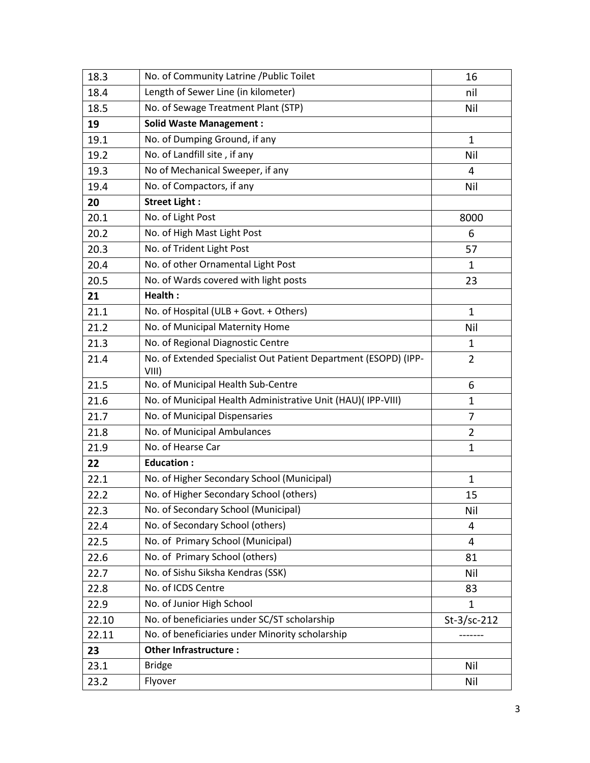| 18.3 | No. of Community Latrine /Public Toilet | 16 |
|---|---|---|
| 18.4 | Length of Sewer Line (in kilometer) | nil |
| 18.5 | No. of Sewage Treatment Plant (STP) | Nil |
| **19** | **Solid Waste Management :** | |
| 19.1 | No. of Dumping Ground, if any | 1 |
| 19.2 | No. of Landfill site , if any | Nil |
| 19.3 | No of Mechanical Sweeper, if any | 4 |
| 19.4 | No. of Compactors, if any | Nil |
| **20** | **Street Light :** | |
| 20.1 | No. of Light Post | 8000 |
| 20.2 | No. of High Mast Light Post | 6 |
| 20.3 | No. of Trident Light Post | 57 |
| 20.4 | No. of other Ornamental Light Post | 1 |
| 20.5 | No. of Wards covered with light posts | 23 |
| **21** | **Health :** | |
| 21.1 | No. of Hospital (ULB + Govt. + Others) | 1 |
| 21.2 | No. of Municipal Maternity Home | Nil |
| 21.3 | No. of Regional Diagnostic Centre | 1 |
| 21.4 | No. of Extended Specialist Out Patient Department (ESOPD) (IPP-VIII) | 2 |
| 21.5 | No. of Municipal Health Sub-Centre | 6 |
| 21.6 | No. of Municipal Health Administrative Unit (HAU)( IPP-VIII) | 1 |
| 21.7 | No. of Municipal Dispensaries | 7 |
| 21.8 | No. of Municipal Ambulances | 2 |
| 21.9 | No. of Hearse Car | 1 |
| **22** | **Education :** | |
| 22.1 | No. of Higher Secondary School (Municipal) | 1 |
| 22.2 | No. of Higher Secondary School (others) | 15 |
| 22.3 | No. of Secondary School (Municipal) | Nil |
| 22.4 | No. of Secondary School (others) | 4 |
| 22.5 | No. of Primary School (Municipal) | 4 |
| 22.6 | No. of Primary School (others) | 81 |
| 22.7 | No. of Sishu Siksha Kendras (SSK) | Nil |
| 22.8 | No. of ICDS Centre | 83 |
| 22.9 | No. of Junior High School | 1 |
| 22.10 | No. of beneficiaries under SC/ST scholarship | St-3/sc-212 |
| 22.11 | No. of beneficiaries under Minority scholarship | ------- |
| **23** | **Other Infrastructure :** | |
| 23.1 | Bridge | Nil |
| 23.2 | Flyover | Nil |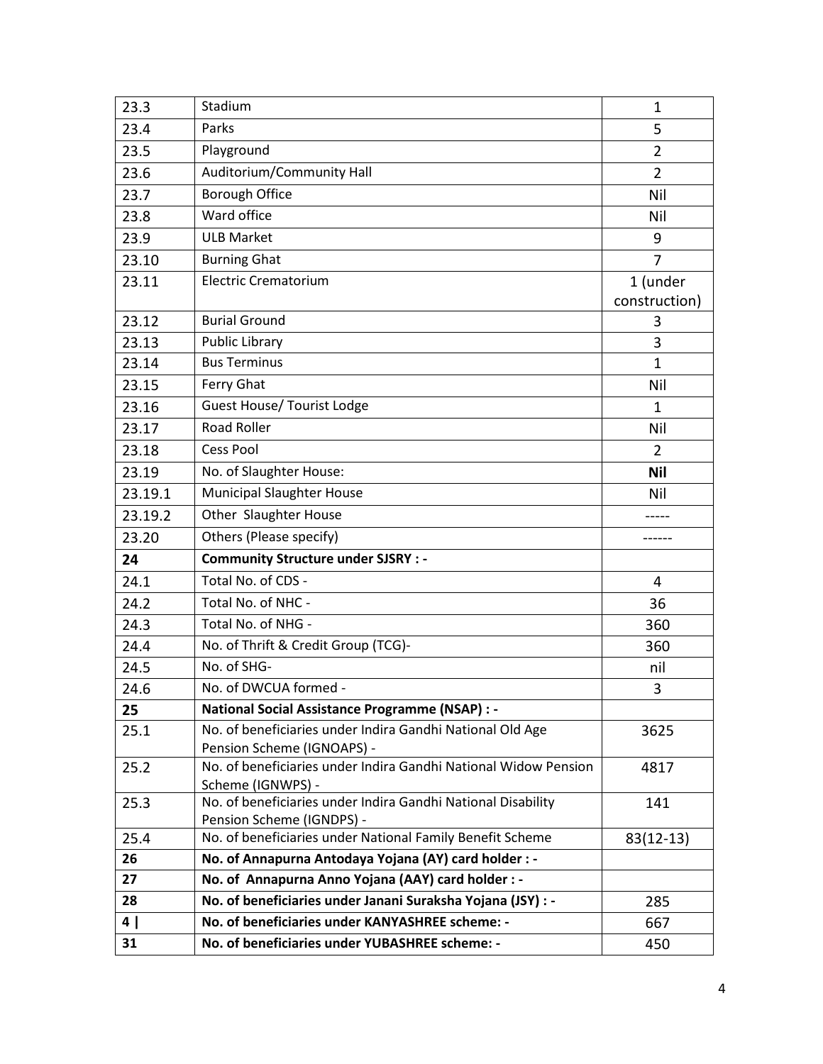| 23.3 | Stadium | 1 |
|---|---|---|
| 23.4 | Parks | 5 |
| 23.5 | Playground | 2 |
| 23.6 | Auditorium/Community Hall | 2 |
| 23.7 | Borough Office | Nil |
| 23.8 | Ward office | Nil |
| 23.9 | ULB Market | 9 |
| 23.10 | Burning Ghat | 7 |
| 23.11 | Electric Crematorium | 1 (under construction) |
| 23.12 | Burial Ground | 3 |
| 23.13 | Public Library | 3 |
| 23.14 | Bus Terminus | 1 |
| 23.15 | Ferry Ghat | Nil |
| 23.16 | Guest House/ Tourist Lodge | 1 |
| 23.17 | Road Roller | Nil |
| 23.18 | Cess Pool | 2 |
| 23.19 | No. of Slaughter House: | **Nil** |
| 23.19.1 | Municipal Slaughter House | Nil |
| 23.19.2 | Other Slaughter House | ----- |
| 23.20 | Others (Please specify) | ------ |
| **24** | **Community Structure under SJSRY : -** | |
| 24.1 | Total No. of CDS - | 4 |
| 24.2 | Total No. of NHC - | 36 |
| 24.3 | Total No. of NHG - | 360 |
| 24.4 | No. of Thrift & Credit Group (TCG)- | 360 |
| 24.5 | No. of SHG- | nil |
| 24.6 | No. of DWCUA formed - | 3 |
| **25** | **National Social Assistance Programme (NSAP) : -** | |
| 25.1 | No. of beneficiaries under Indira Gandhi National Old Age Pension Scheme (IGNOAPS) - | 3625 |
| 25.2 | No. of beneficiaries under Indira Gandhi National Widow Pension Scheme (IGNWPS) - | 4817 |
| 25.3 | No. of beneficiaries under Indira Gandhi National Disability Pension Scheme (IGNDPS) - | 141 |
| 25.4 | No. of beneficiaries under National Family Benefit Scheme | 83(12-13) |
| **26** | **No. of Annapurna Antodaya Yojana (AY) card holder : -** | |
| **27** | **No. of Annapurna Anno Yojana (AAY) card holder : -** | |
| **28** | **No. of beneficiaries under Janani Suraksha Yojana (JSY) : -** | 285 |
| **4 \|** | **No. of beneficiaries under KANYASHREE scheme: -** | 667 |
| **31** | **No. of beneficiaries under YUBASHREE scheme: -** | 450 |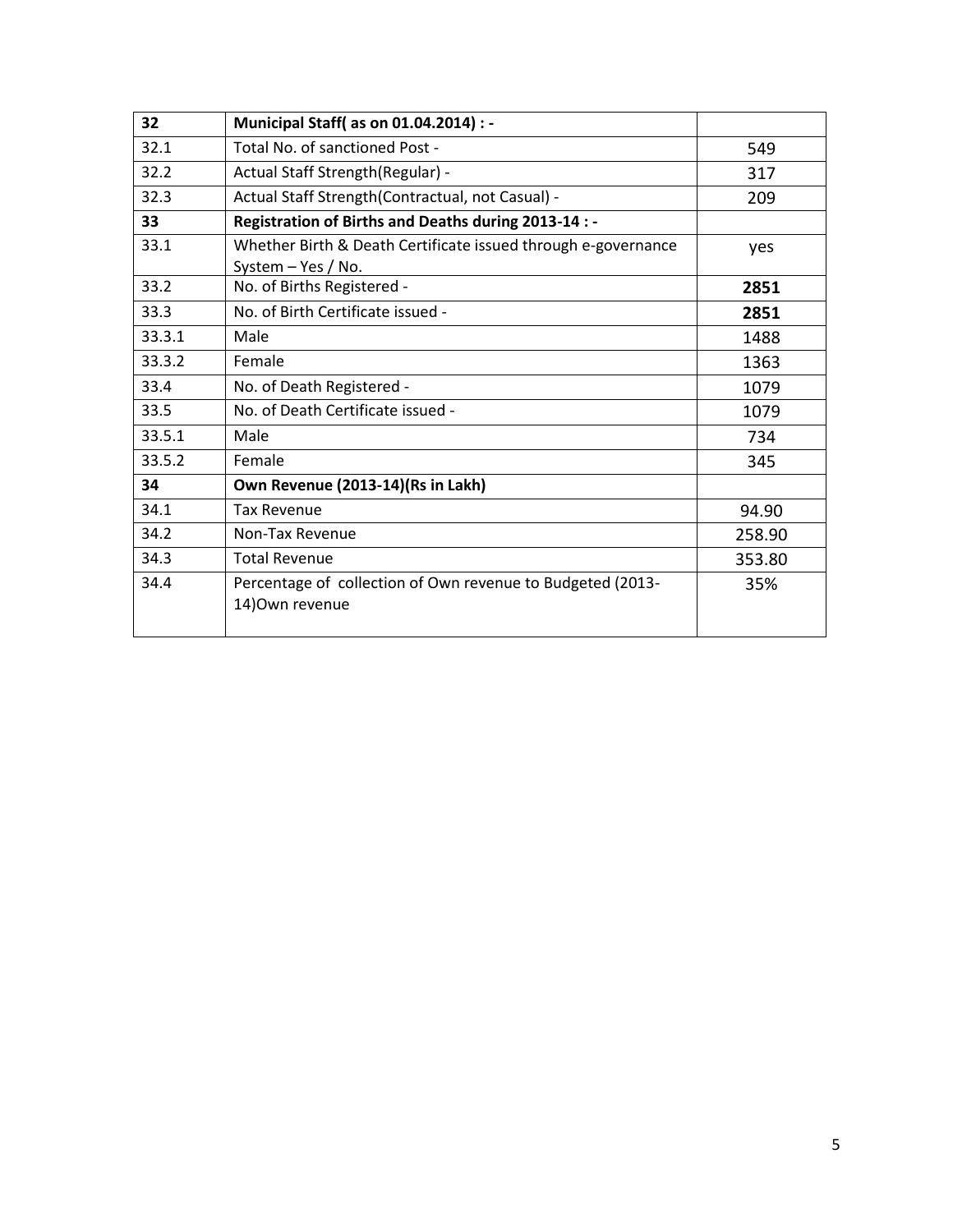| | | |
|---|---|---|
| **32** | **Municipal Staff( as on 01.04.2014) : -** | |
| 32.1 | Total No. of sanctioned Post - | 549 |
| 32.2 | Actual Staff Strength(Regular) - | 317 |
| 32.3 | Actual Staff Strength(Contractual, not Casual) - | 209 |
| **33** | **Registration of Births and Deaths during 2013-14 : -** | |
| 33.1 | Whether Birth & Death Certificate issued through e-governance System – Yes / No. | yes |
| 33.2 | No. of Births Registered - | **2851** |
| 33.3 | No. of Birth Certificate issued - | **2851** |
| 33.3.1 | Male | 1488 |
| 33.3.2 | Female | 1363 |
| 33.4 | No. of Death Registered - | 1079 |
| 33.5 | No. of Death Certificate issued - | 1079 |
| 33.5.1 | Male | 734 |
| 33.5.2 | Female | 345 |
| **34** | **Own Revenue (2013-14)(Rs in Lakh)** | |
| 34.1 | Tax Revenue | 94.90 |
| 34.2 | Non-Tax Revenue | 258.90 |
| 34.3 | Total Revenue | 353.80 |
| 34.4 | Percentage of collection of Own revenue to Budgeted (2013-14)Own revenue | 35% |